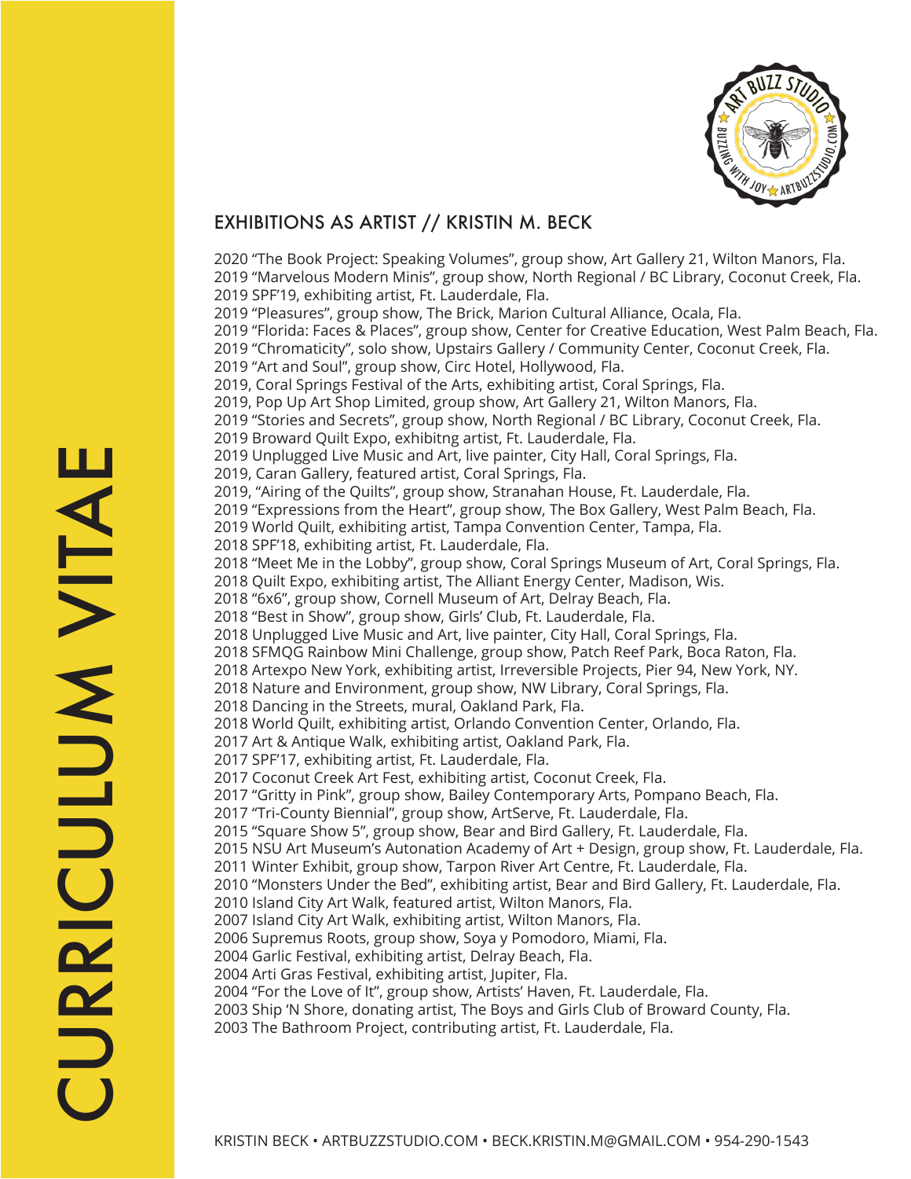# CURRICULUM VITAE

## EXHIBITIONS AS ARTIST // KRISTIN M. BECK

2020 “The Book Project: Speaking Volumes”, group show, Art Gallery 21, Wilton Manors, Fla.
2019 “Marvelous Modern Minis”, group show, North Regional / BC Library, Coconut Creek, Fla.
2019 SPF’19, exhibiting artist, Ft. Lauderdale, Fla.
2019 “Pleasures”, group show, The Brick, Marion Cultural Alliance, Ocala, Fla.
2019 “Florida: Faces & Places”, group show, Center for Creative Education, West Palm Beach, Fla.
2019 “Chromaticity”, solo show, Upstairs Gallery / Community Center, Coconut Creek, Fla.
2019 “Art and Soul”, group show, Circ Hotel, Hollywood, Fla.
2019, Coral Springs Festival of the Arts, exhibiting artist, Coral Springs, Fla.
2019, Pop Up Art Shop Limited, group show, Art Gallery 21, Wilton Manors, Fla.
2019 “Stories and Secrets”, group show, North Regional / BC Library, Coconut Creek, Fla.
2019 Broward Quilt Expo, exhibitng artist, Ft. Lauderdale, Fla.
2019 Unplugged Live Music and Art, live painter, City Hall, Coral Springs, Fla.
2019, Caran Gallery, featured artist, Coral Springs, Fla.
2019, “Airing of the Quilts”, group show, Stranahan House, Ft. Lauderdale, Fla.
2019 “Expressions from the Heart”, group show, The Box Gallery, West Palm Beach, Fla.
2019 World Quilt, exhibiting artist, Tampa Convention Center, Tampa, Fla.
2018 SPF’18, exhibiting artist, Ft. Lauderdale, Fla.
2018 “Meet Me in the Lobby”, group show, Coral Springs Museum of Art, Coral Springs, Fla.
2018 Quilt Expo, exhibiting artist, The Alliant Energy Center, Madison, Wis.
2018 “6x6”, group show, Cornell Museum of Art, Delray Beach, Fla.
2018 “Best in Show”, group show, Girls’ Club, Ft. Lauderdale, Fla.
2018 Unplugged Live Music and Art, live painter, City Hall, Coral Springs, Fla.
2018 SFMQG Rainbow Mini Challenge, group show, Patch Reef Park, Boca Raton, Fla.
2018 Artexpo New York, exhibiting artist, Irreversible Projects, Pier 94, New York, NY.
2018 Nature and Environment, group show, NW Library, Coral Springs, Fla.
2018 Dancing in the Streets, mural, Oakland Park, Fla.
2018 World Quilt, exhibiting artist, Orlando Convention Center, Orlando, Fla.
2017 Art & Antique Walk, exhibiting artist, Oakland Park, Fla.
2017 SPF’17, exhibiting artist, Ft. Lauderdale, Fla.
2017 Coconut Creek Art Fest, exhibiting artist, Coconut Creek, Fla.
2017 “Gritty in Pink”, group show, Bailey Contemporary Arts, Pompano Beach, Fla.
2017 “Tri-County Biennial”, group show, ArtServe, Ft. Lauderdale, Fla.
2015 “Square Show 5”, group show, Bear and Bird Gallery, Ft. Lauderdale, Fla.
2015 NSU Art Museum’s Autonation Academy of Art + Design, group show, Ft. Lauderdale, Fla.
2011 Winter Exhibit, group show, Tarpon River Art Centre, Ft. Lauderdale, Fla.
2010 “Monsters Under the Bed”, exhibiting artist, Bear and Bird Gallery, Ft. Lauderdale, Fla.
2010 Island City Art Walk, featured artist, Wilton Manors, Fla.
2007 Island City Art Walk, exhibiting artist, Wilton Manors, Fla.
2006 Supremus Roots, group show, Soya y Pomodoro, Miami, Fla.
2004 Garlic Festival, exhibiting artist, Delray Beach, Fla.
2004 Arti Gras Festival, exhibiting artist, Jupiter, Fla.
2004 “For the Love of It”, group show, Artists’ Haven, Ft. Lauderdale, Fla.
2003 Ship ‘N Shore, donating artist, The Boys and Girls Club of Broward County, Fla.
2003 The Bathroom Project, contributing artist, Ft. Lauderdale, Fla.

KRISTIN BECK • ARTBUZZSTUDIO.COM • BECK.KRISTIN.M@GMAIL.COM • 954-290-1543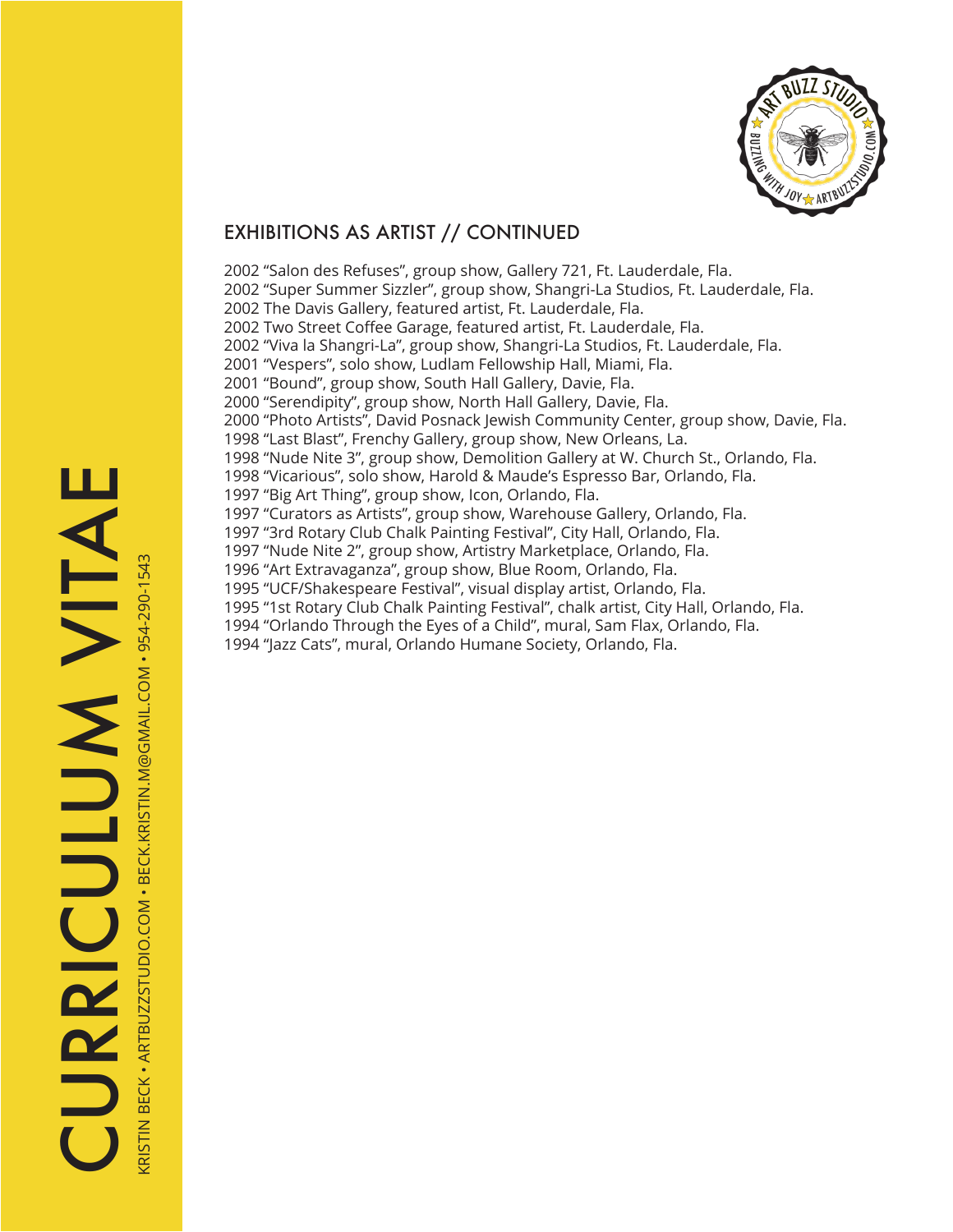## EXHIBITIONS AS ARTIST // CONTINUED

2002 “Salon des Refuses”, group show, Gallery 721, Ft. Lauderdale, Fla.
2002 “Super Summer Sizzler”, group show, Shangri-La Studios, Ft. Lauderdale, Fla.
2002 The Davis Gallery, featured artist, Ft. Lauderdale, Fla.
2002 Two Street Coffee Garage, featured artist, Ft. Lauderdale, Fla.
2002 “Viva la Shangri-La”, group show, Shangri-La Studios, Ft. Lauderdale, Fla.
2001 “Vespers”, solo show, Ludlam Fellowship Hall, Miami, Fla.
2001 “Bound”, group show, South Hall Gallery, Davie, Fla.
2000 “Serendipity”, group show, North Hall Gallery, Davie, Fla.
2000 “Photo Artists”, David Posnack Jewish Community Center, group show, Davie, Fla.
1998 “Last Blast”, Frenchy Gallery, group show, New Orleans, La.
1998 “Nude Nite 3”, group show, Demolition Gallery at W. Church St., Orlando, Fla.
1998 “Vicarious”, solo show, Harold & Maude’s Espresso Bar, Orlando, Fla.
1997 “Big Art Thing”, group show, Icon, Orlando, Fla.
1997 “Curators as Artists”, group show, Warehouse Gallery, Orlando, Fla.
1997 “3rd Rotary Club Chalk Painting Festival”, City Hall, Orlando, Fla.
1997 “Nude Nite 2”, group show, Artistry Marketplace, Orlando, Fla.
1996 “Art Extravaganza”, group show, Blue Room, Orlando, Fla.
1995 “UCF/Shakespeare Festival”, visual display artist, Orlando, Fla.
1995 “1st Rotary Club Chalk Painting Festival”, chalk artist, City Hall, Orlando, Fla.
1994 “Orlando Through the Eyes of a Child”, mural, Sam Flax, Orlando, Fla.
1994 “Jazz Cats”, mural, Orlando Humane Society, Orlando, Fla.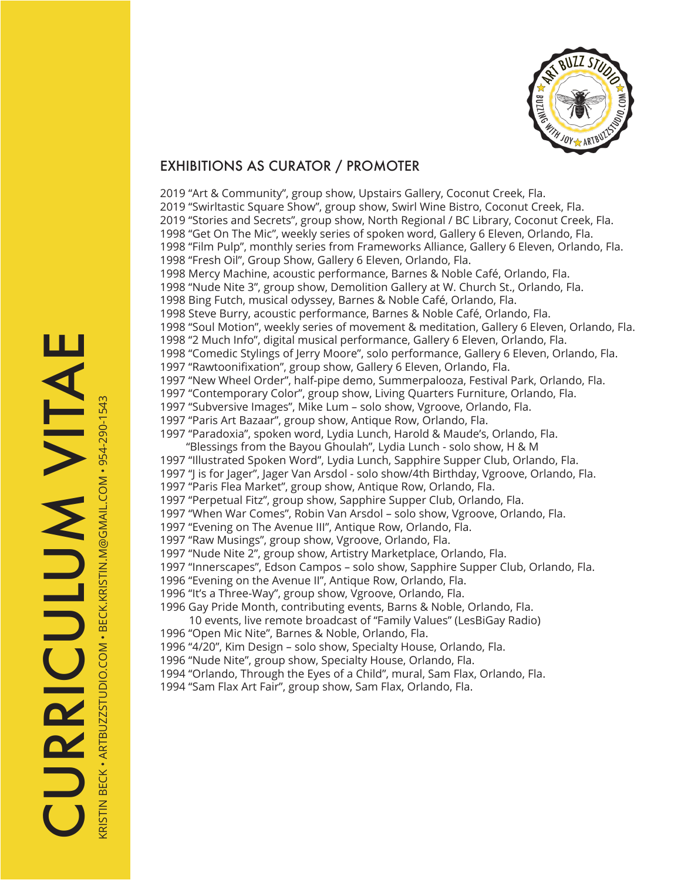## EXHIBITIONS AS CURATOR / PROMOTER

2019 “Art & Community”, group show, Upstairs Gallery, Coconut Creek, Fla.
2019 “Swirltastic Square Show”, group show, Swirl Wine Bistro, Coconut Creek, Fla.
2019 “Stories and Secrets”, group show, North Regional / BC Library, Coconut Creek, Fla.
1998 “Get On The Mic”, weekly series of spoken word, Gallery 6 Eleven, Orlando, Fla.
1998 “Film Pulp”, monthly series from Frameworks Alliance, Gallery 6 Eleven, Orlando, Fla.
1998 “Fresh Oil”, Group Show, Gallery 6 Eleven, Orlando, Fla.
1998 Mercy Machine, acoustic performance, Barnes & Noble Café, Orlando, Fla.
1998 “Nude Nite 3”, group show, Demolition Gallery at W. Church St., Orlando, Fla.
1998 Bing Futch, musical odyssey, Barnes & Noble Café, Orlando, Fla.
1998 Steve Burry, acoustic performance, Barnes & Noble Café, Orlando, Fla.
1998 “Soul Motion”, weekly series of movement & meditation, Gallery 6 Eleven, Orlando, Fla.
1998 “2 Much Info”, digital musical performance, Gallery 6 Eleven, Orlando, Fla.
1998 “Comedic Stylings of Jerry Moore”, solo performance, Gallery 6 Eleven, Orlando, Fla.
1997 “Rawtoonifixation”, group show, Gallery 6 Eleven, Orlando, Fla.
1997 “New Wheel Order”, half-pipe demo, Summerpalooza, Festival Park, Orlando, Fla.
1997 “Contemporary Color”, group show, Living Quarters Furniture, Orlando, Fla.
1997 “Subversive Images”, Mike Lum – solo show, Vgroove, Orlando, Fla.
1997 “Paris Art Bazaar”, group show, Antique Row, Orlando, Fla.
1997 “Paradoxia”, spoken word, Lydia Lunch, Harold & Maude’s, Orlando, Fla.
“Blessings from the Bayou Ghoulah”, Lydia Lunch - solo show, H & M
1997 “Illustrated Spoken Word”, Lydia Lunch, Sapphire Supper Club, Orlando, Fla.
1997 “J is for Jager”, Jager Van Arsdol - solo show/4th Birthday, Vgroove, Orlando, Fla.
1997 “Paris Flea Market”, group show, Antique Row, Orlando, Fla.
1997 “Perpetual Fitz”, group show, Sapphire Supper Club, Orlando, Fla.
1997 “When War Comes”, Robin Van Arsdol – solo show, Vgroove, Orlando, Fla.
1997 “Evening on The Avenue III”, Antique Row, Orlando, Fla.
1997 “Raw Musings”, group show, Vgroove, Orlando, Fla.
1997 “Nude Nite 2”, group show, Artistry Marketplace, Orlando, Fla.
1997 “Innerscapes”, Edson Campos – solo show, Sapphire Supper Club, Orlando, Fla.
1996 “Evening on the Avenue II”, Antique Row, Orlando, Fla.
1996 “It’s a Three-Way”, group show, Vgroove, Orlando, Fla.
1996 Gay Pride Month, contributing events, Barns & Noble, Orlando, Fla.
10 events, live remote broadcast of “Family Values” (LesBiGay Radio)
1996 “Open Mic Nite”, Barnes & Noble, Orlando, Fla.
1996 “4/20”, Kim Design – solo show, Specialty House, Orlando, Fla.
1996 “Nude Nite”, group show, Specialty House, Orlando, Fla.
1994 “Orlando, Through the Eyes of a Child”, mural, Sam Flax, Orlando, Fla.
1994 “Sam Flax Art Fair”, group show, Sam Flax, Orlando, Fla.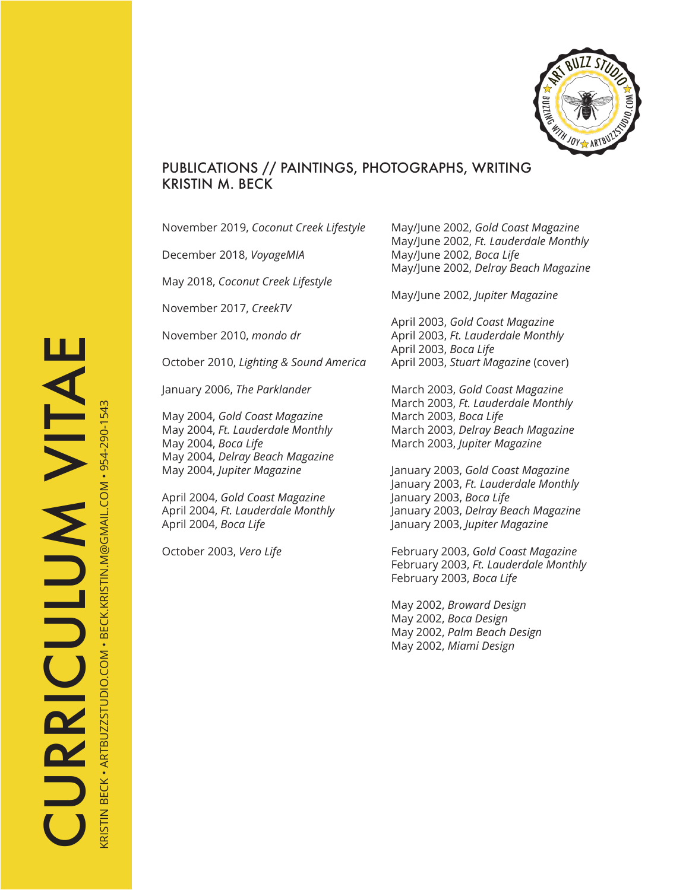## PUBLICATIONS // PAINTINGS, PHOTOGRAPHS, WRITING
## KRISTIN M. BECK

November 2019, *Coconut Creek Lifestyle*

December 2018, *VoyageMIA*

May 2018, *Coconut Creek Lifestyle*

November 2017, *CreekTV*

November 2010, *mondo dr*

October 2010, *Lighting & Sound America*

January 2006, *The Parklander*

May 2004, *Gold Coast Magazine*
May 2004, *Ft. Lauderdale Monthly*
May 2004, *Boca Life*
May 2004, *Delray Beach Magazine*
May 2004, *Jupiter Magazine*

April 2004, *Gold Coast Magazine*
April 2004, *Ft. Lauderdale Monthly*
April 2004, *Boca Life*

October 2003, *Vero Life*

May/June 2002, *Gold Coast Magazine*
May/June 2002, *Ft. Lauderdale Monthly*
May/June 2002, *Boca Life*
May/June 2002, *Delray Beach Magazine*

May/June 2002, *Jupiter Magazine*

April 2003, *Gold Coast Magazine*
April 2003, *Ft. Lauderdale Monthly*
April 2003, *Boca Life*
April 2003, *Stuart Magazine* (cover)

March 2003, *Gold Coast Magazine*
March 2003, *Ft. Lauderdale Monthly*
March 2003, *Boca Life*
March 2003, *Delray Beach Magazine*
March 2003, *Jupiter Magazine*

January 2003, *Gold Coast Magazine*
January 2003, *Ft. Lauderdale Monthly*
January 2003, *Boca Life*
January 2003, *Delray Beach Magazine*
January 2003, *Jupiter Magazine*

February 2003, *Gold Coast Magazine*
February 2003, *Ft. Lauderdale Monthly*
February 2003, *Boca Life*

May 2002, *Broward Design*
May 2002, *Boca Design*
May 2002, *Palm Beach Design*
May 2002, *Miami Design*

CURRICULUM VITAE

KRISTIN BECK • ARTBUZZSTUDIO.COM • BECK.KRISTIN.M@GMAIL.COM • 954-290-1543